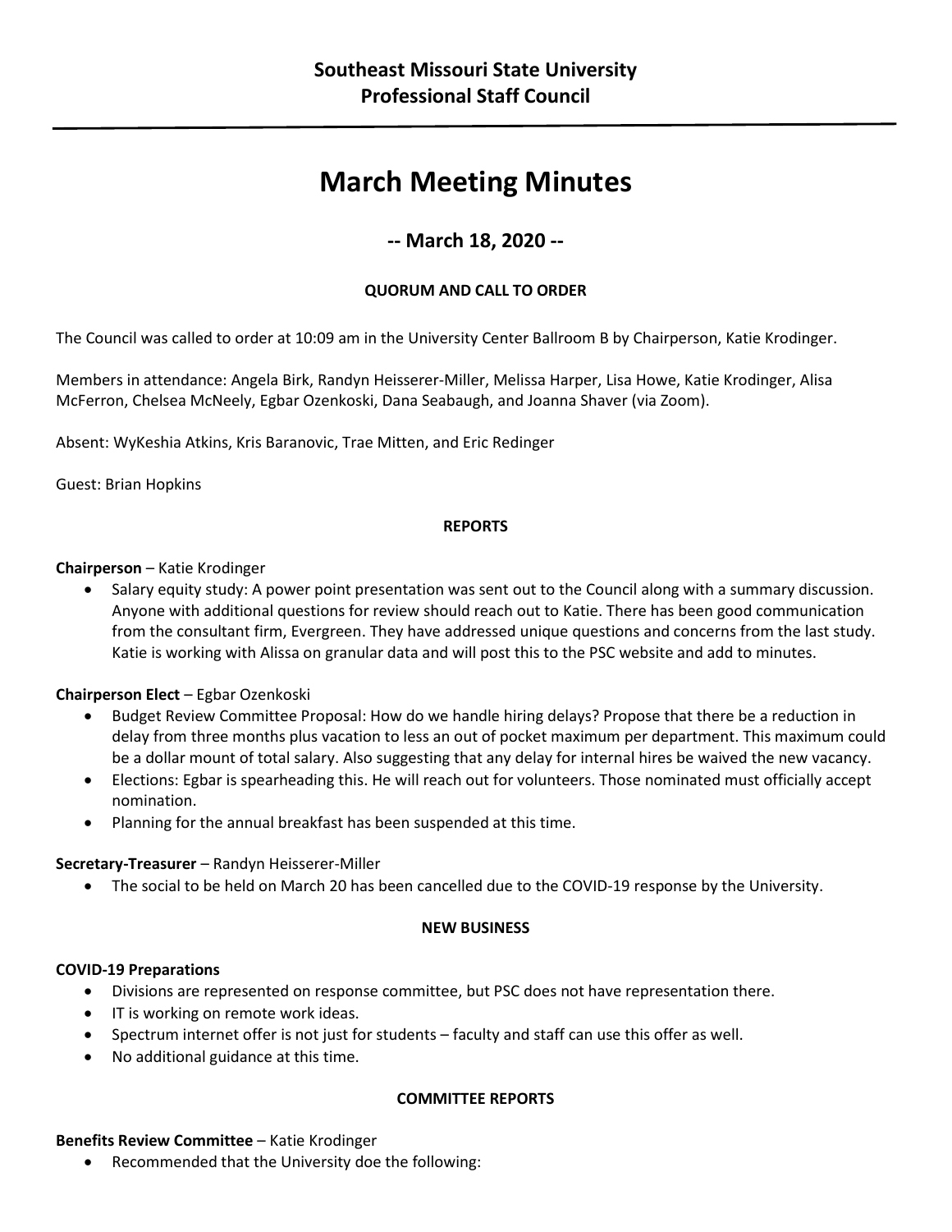## Southeast Missouri State University
## Professional Staff Council

# March Meeting Minutes

### -- March 18, 2020 --

**QUORUM AND CALL TO ORDER**

The Council was called to order at 10:09 am in the University Center Ballroom B by Chairperson, Katie Krodinger.

Members in attendance: Angela Birk, Randyn Heisserer-Miller, Melissa Harper, Lisa Howe, Katie Krodinger, Alisa McFerron, Chelsea McNeely, Egbar Ozenkoski, Dana Seabaugh, and Joanna Shaver (via Zoom).

Absent: WyKeshia Atkins, Kris Baranovic, Trae Mitten, and Eric Redinger

Guest: Brian Hopkins

**REPORTS**

**Chairperson** – Katie Krodinger

- Salary equity study: A power point presentation was sent out to the Council along with a summary discussion. Anyone with additional questions for review should reach out to Katie. There has been good communication from the consultant firm, Evergreen. They have addressed unique questions and concerns from the last study. Katie is working with Alissa on granular data and will post this to the PSC website and add to minutes.

**Chairperson Elect** – Egbar Ozenkoski

- Budget Review Committee Proposal: How do we handle hiring delays? Propose that there be a reduction in delay from three months plus vacation to less an out of pocket maximum per department. This maximum could be a dollar mount of total salary. Also suggesting that any delay for internal hires be waived the new vacancy.
- Elections: Egbar is spearheading this. He will reach out for volunteers. Those nominated must officially accept nomination.
- Planning for the annual breakfast has been suspended at this time.

**Secretary-Treasurer** – Randyn Heisserer-Miller

- The social to be held on March 20 has been cancelled due to the COVID-19 response by the University.

**NEW BUSINESS**

**COVID-19 Preparations**

- Divisions are represented on response committee, but PSC does not have representation there.
- IT is working on remote work ideas.
- Spectrum internet offer is not just for students – faculty and staff can use this offer as well.
- No additional guidance at this time.

**COMMITTEE REPORTS**

**Benefits Review Committee** – Katie Krodinger

- Recommended that the University doe the following: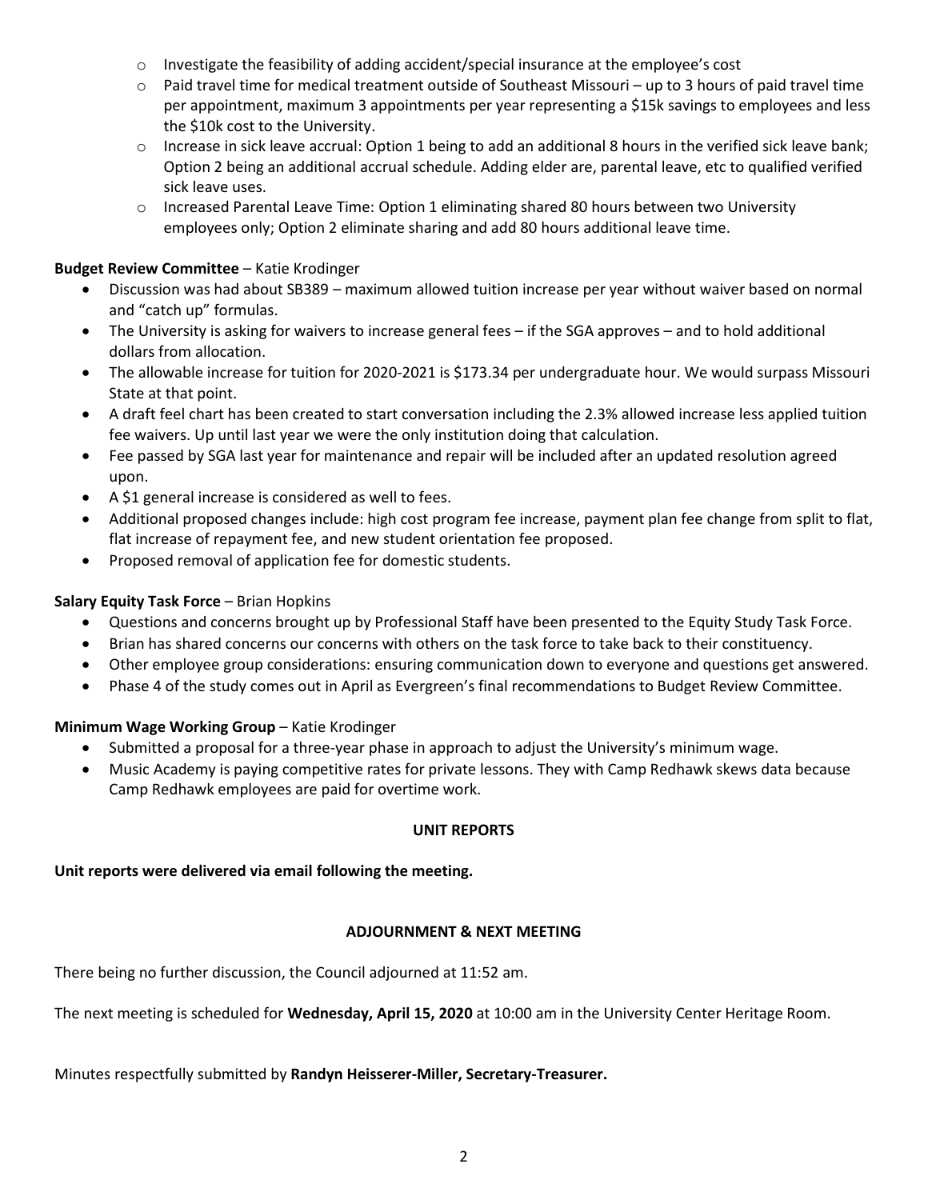- Investigate the feasibility of adding accident/special insurance at the employee's cost
  - Paid travel time for medical treatment outside of Southeast Missouri – up to 3 hours of paid travel time per appointment, maximum 3 appointments per year representing a $15k savings to employees and less the $10k cost to the University.
  - Increase in sick leave accrual: Option 1 being to add an additional 8 hours in the verified sick leave bank; Option 2 being an additional accrual schedule. Adding elder are, parental leave, etc to qualified verified sick leave uses.
  - Increased Parental Leave Time: Option 1 eliminating shared 80 hours between two University employees only; Option 2 eliminate sharing and add 80 hours additional leave time.

**Budget Review Committee** – Katie Krodinger

- Discussion was had about SB389 – maximum allowed tuition increase per year without waiver based on normal and "catch up" formulas.
- The University is asking for waivers to increase general fees – if the SGA approves – and to hold additional dollars from allocation.
- The allowable increase for tuition for 2020-2021 is $173.34 per undergraduate hour. We would surpass Missouri State at that point.
- A draft feel chart has been created to start conversation including the 2.3% allowed increase less applied tuition fee waivers. Up until last year we were the only institution doing that calculation.
- Fee passed by SGA last year for maintenance and repair will be included after an updated resolution agreed upon.
- A $1 general increase is considered as well to fees.
- Additional proposed changes include: high cost program fee increase, payment plan fee change from split to flat, flat increase of repayment fee, and new student orientation fee proposed.
- Proposed removal of application fee for domestic students.

**Salary Equity Task Force** – Brian Hopkins

- Questions and concerns brought up by Professional Staff have been presented to the Equity Study Task Force.
- Brian has shared concerns our concerns with others on the task force to take back to their constituency.
- Other employee group considerations: ensuring communication down to everyone and questions get answered.
- Phase 4 of the study comes out in April as Evergreen's final recommendations to Budget Review Committee.

**Minimum Wage Working Group** – Katie Krodinger

- Submitted a proposal for a three-year phase in approach to adjust the University's minimum wage.
- Music Academy is paying competitive rates for private lessons. They with Camp Redhawk skews data because Camp Redhawk employees are paid for overtime work.

**UNIT REPORTS**

**Unit reports were delivered via email following the meeting.**

**ADJOURNMENT & NEXT MEETING**

There being no further discussion, the Council adjourned at 11:52 am.

The next meeting is scheduled for **Wednesday, April 15, 2020** at 10:00 am in the University Center Heritage Room.

Minutes respectfully submitted by **Randyn Heisserer-Miller, Secretary-Treasurer.**